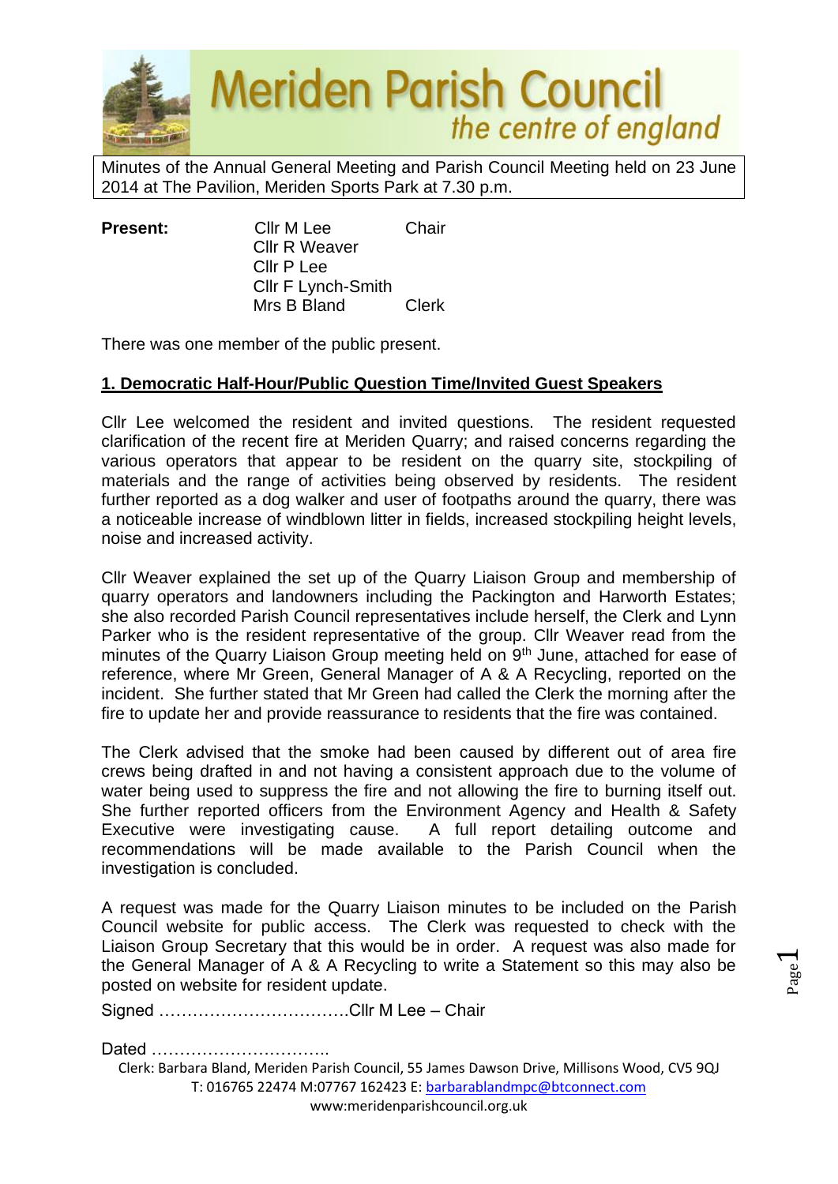# Meriden Parish Council

*the centre of england*

Minutes of the Annual General Meeting and Parish Council Meeting held on 23 June 2014 at The Pavilion, Meriden Sports Park at 7.30 p.m.

| | | |
|---|---|---|
| **Present:** | Cllr M Lee | Chair |
| | Cllr R Weaver | |
| | Cllr P Lee | |
| | Cllr F Lynch-Smith | |
| | Mrs B Bland | Clerk |

There was one member of the public present.

## 1. Democratic Half-Hour/Public Question Time/Invited Guest Speakers

Cllr Lee welcomed the resident and invited questions. The resident requested clarification of the recent fire at Meriden Quarry; and raised concerns regarding the various operators that appear to be resident on the quarry site, stockpiling of materials and the range of activities being observed by residents. The resident further reported as a dog walker and user of footpaths around the quarry, there was a noticeable increase of windblown litter in fields, increased stockpiling height levels, noise and increased activity.

Cllr Weaver explained the set up of the Quarry Liaison Group and membership of quarry operators and landowners including the Packington and Harworth Estates; she also recorded Parish Council representatives include herself, the Clerk and Lynn Parker who is the resident representative of the group. Cllr Weaver read from the minutes of the Quarry Liaison Group meeting held on 9th June, attached for ease of reference, where Mr Green, General Manager of A & A Recycling, reported on the incident. She further stated that Mr Green had called the Clerk the morning after the fire to update her and provide reassurance to residents that the fire was contained.

The Clerk advised that the smoke had been caused by different out of area fire crews being drafted in and not having a consistent approach due to the volume of water being used to suppress the fire and not allowing the fire to burning itself out. She further reported officers from the Environment Agency and Health & Safety Executive were investigating cause. A full report detailing outcome and recommendations will be made available to the Parish Council when the investigation is concluded.

A request was made for the Quarry Liaison minutes to be included on the Parish Council website for public access. The Clerk was requested to check with the Liaison Group Secretary that this would be in order. A request was also made for the General Manager of A & A Recycling to write a Statement so this may also be posted on website for resident update.

Signed ……………………………Cllr M Lee – Chair

Dated …………………………..

Clerk: Barbara Bland, Meriden Parish Council, 55 James Dawson Drive, Millisons Wood, CV5 9QJ
T: 016765 22474 M:07767 162423 E: barbarablandmpc@btconnect.com
www:meridenparishcouncil.org.uk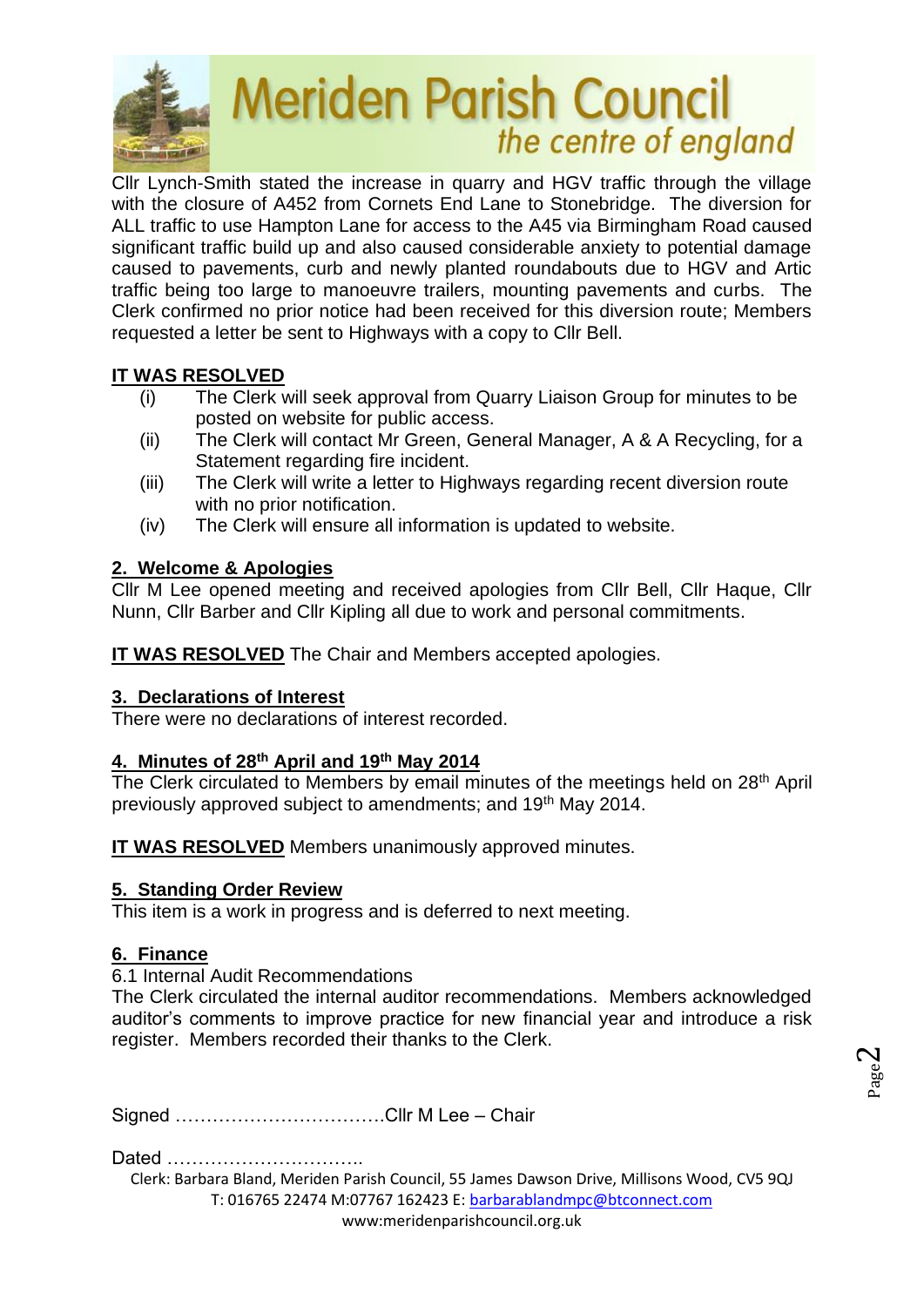Cllr Lynch-Smith stated the increase in quarry and HGV traffic through the village with the closure of A452 from Cornets End Lane to Stonebridge. The diversion for ALL traffic to use Hampton Lane for access to the A45 via Birmingham Road caused significant traffic build up and also caused considerable anxiety to potential damage caused to pavements, curb and newly planted roundabouts due to HGV and Artic traffic being too large to manoeuvre trailers, mounting pavements and curbs. The Clerk confirmed no prior notice had been received for this diversion route; Members requested a letter be sent to Highways with a copy to Cllr Bell.

**IT WAS RESOLVED**

- (i) The Clerk will seek approval from Quarry Liaison Group for minutes to be posted on website for public access.
- (ii) The Clerk will contact Mr Green, General Manager, A & A Recycling, for a Statement regarding fire incident.
- (iii) The Clerk will write a letter to Highways regarding recent diversion route with no prior notification.
- (iv) The Clerk will ensure all information is updated to website.

## 2. Welcome & Apologies

Cllr M Lee opened meeting and received apologies from Cllr Bell, Cllr Haque, Cllr Nunn, Cllr Barber and Cllr Kipling all due to work and personal commitments.

**IT WAS RESOLVED** The Chair and Members accepted apologies.

## 3. Declarations of Interest

There were no declarations of interest recorded.

## 4. Minutes of 28th April and 19th May 2014

The Clerk circulated to Members by email minutes of the meetings held on 28th April previously approved subject to amendments; and 19th May 2014.

**IT WAS RESOLVED** Members unanimously approved minutes.

## 5. Standing Order Review

This item is a work in progress and is deferred to next meeting.

## 6. Finance

6.1 Internal Audit Recommendations

The Clerk circulated the internal auditor recommendations. Members acknowledged auditor's comments to improve practice for new financial year and introduce a risk register. Members recorded their thanks to the Clerk.

Signed …………………………….Cllr M Lee – Chair

Dated …………………………..

Clerk: Barbara Bland, Meriden Parish Council, 55 James Dawson Drive, Millisons Wood, CV5 9QJ
T: 016765 22474 M:07767 162423 E: barbarablandmpc@btconnect.com
www:meridenparishcouncil.org.uk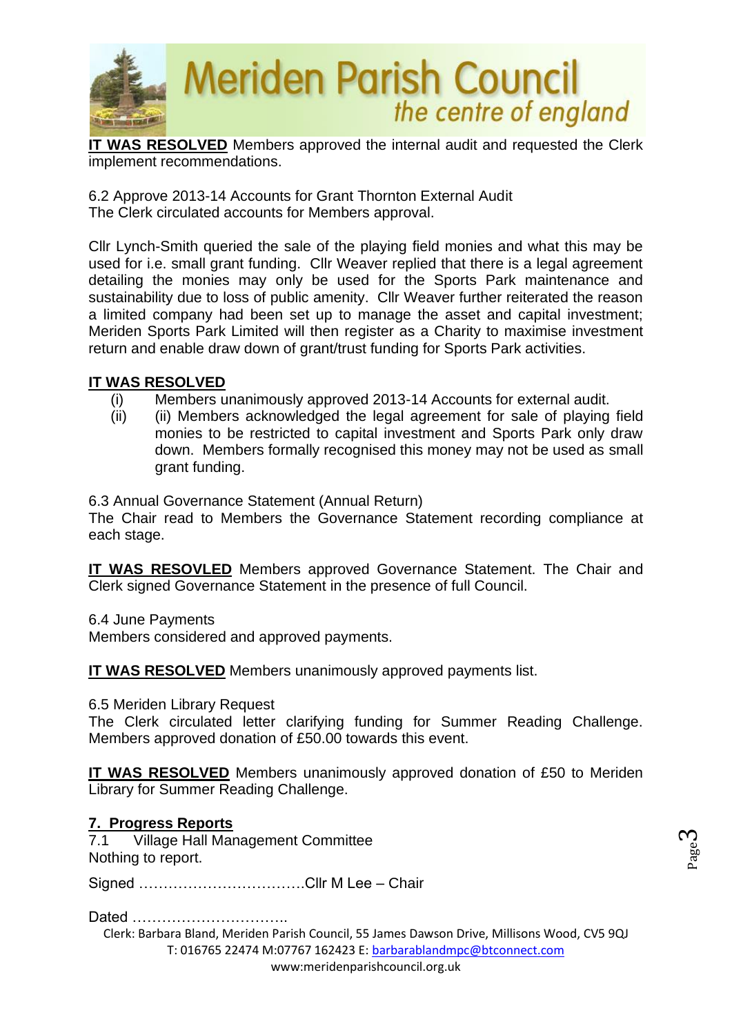**IT WAS RESOLVED** Members approved the internal audit and requested the Clerk implement recommendations.

6.2 Approve 2013-14 Accounts for Grant Thornton External Audit
The Clerk circulated accounts for Members approval.

Cllr Lynch-Smith queried the sale of the playing field monies and what this may be used for i.e. small grant funding. Cllr Weaver replied that there is a legal agreement detailing the monies may only be used for the Sports Park maintenance and sustainability due to loss of public amenity. Cllr Weaver further reiterated the reason a limited company had been set up to manage the asset and capital investment; Meriden Sports Park Limited will then register as a Charity to maximise investment return and enable draw down of grant/trust funding for Sports Park activities.

**IT WAS RESOLVED**

(i) Members unanimously approved 2013-14 Accounts for external audit.
(ii) (ii) Members acknowledged the legal agreement for sale of playing field monies to be restricted to capital investment and Sports Park only draw down. Members formally recognised this money may not be used as small grant funding.

6.3 Annual Governance Statement (Annual Return)
The Chair read to Members the Governance Statement recording compliance at each stage.

**IT WAS RESOVLED** Members approved Governance Statement. The Chair and Clerk signed Governance Statement in the presence of full Council.

6.4 June Payments
Members considered and approved payments.

**IT WAS RESOLVED** Members unanimously approved payments list.

6.5 Meriden Library Request
The Clerk circulated letter clarifying funding for Summer Reading Challenge. Members approved donation of £50.00 towards this event.

**IT WAS RESOLVED** Members unanimously approved donation of £50 to Meriden Library for Summer Reading Challenge.

## 7. Progress Reports

7.1 Village Hall Management Committee
Nothing to report.

Signed ……………………………Cllr M Lee – Chair

Dated …………………………..

Clerk: Barbara Bland, Meriden Parish Council, 55 James Dawson Drive, Millisons Wood, CV5 9QJ
T: 016765 22474 M:07767 162423 E: barbarablandmpc@btconnect.com
www:meridenparishcouncil.org.uk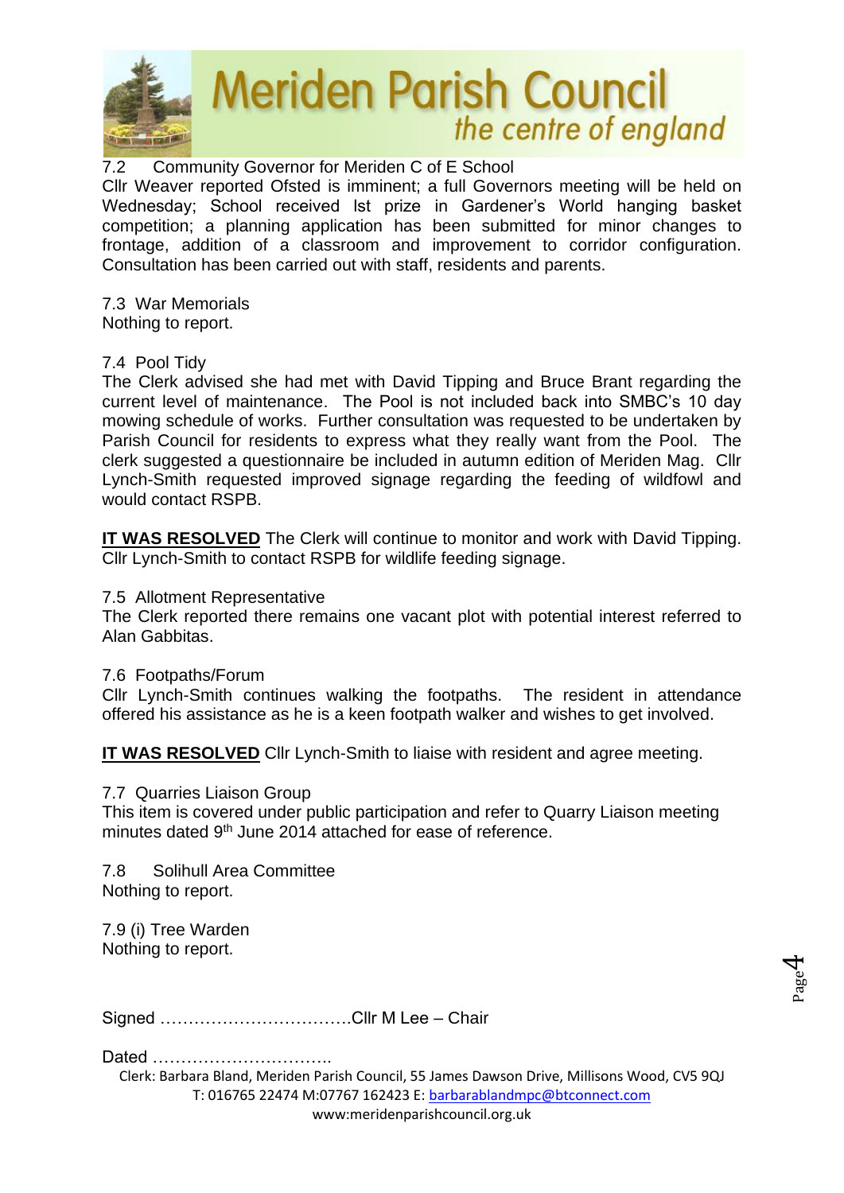7.2 Community Governor for Meriden C of E School

Cllr Weaver reported Ofsted is imminent; a full Governors meeting will be held on Wednesday; School received Ist prize in Gardener's World hanging basket competition; a planning application has been submitted for minor changes to frontage, addition of a classroom and improvement to corridor configuration. Consultation has been carried out with staff, residents and parents.

7.3 War Memorials

Nothing to report.

7.4 Pool Tidy

The Clerk advised she had met with David Tipping and Bruce Brant regarding the current level of maintenance. The Pool is not included back into SMBC's 10 day mowing schedule of works. Further consultation was requested to be undertaken by Parish Council for residents to express what they really want from the Pool. The clerk suggested a questionnaire be included in autumn edition of Meriden Mag. Cllr Lynch-Smith requested improved signage regarding the feeding of wildfowl and would contact RSPB.

**IT WAS RESOLVED** The Clerk will continue to monitor and work with David Tipping. Cllr Lynch-Smith to contact RSPB for wildlife feeding signage.

7.5 Allotment Representative

The Clerk reported there remains one vacant plot with potential interest referred to Alan Gabbitas.

7.6 Footpaths/Forum

Cllr Lynch-Smith continues walking the footpaths. The resident in attendance offered his assistance as he is a keen footpath walker and wishes to get involved.

**IT WAS RESOLVED** Cllr Lynch-Smith to liaise with resident and agree meeting.

7.7 Quarries Liaison Group

This item is covered under public participation and refer to Quarry Liaison meeting minutes dated 9th June 2014 attached for ease of reference.

7.8 Solihull Area Committee

Nothing to report.

7.9 (i) Tree Warden

Nothing to report.

Signed …………………………….Cllr M Lee – Chair

Dated …………………………..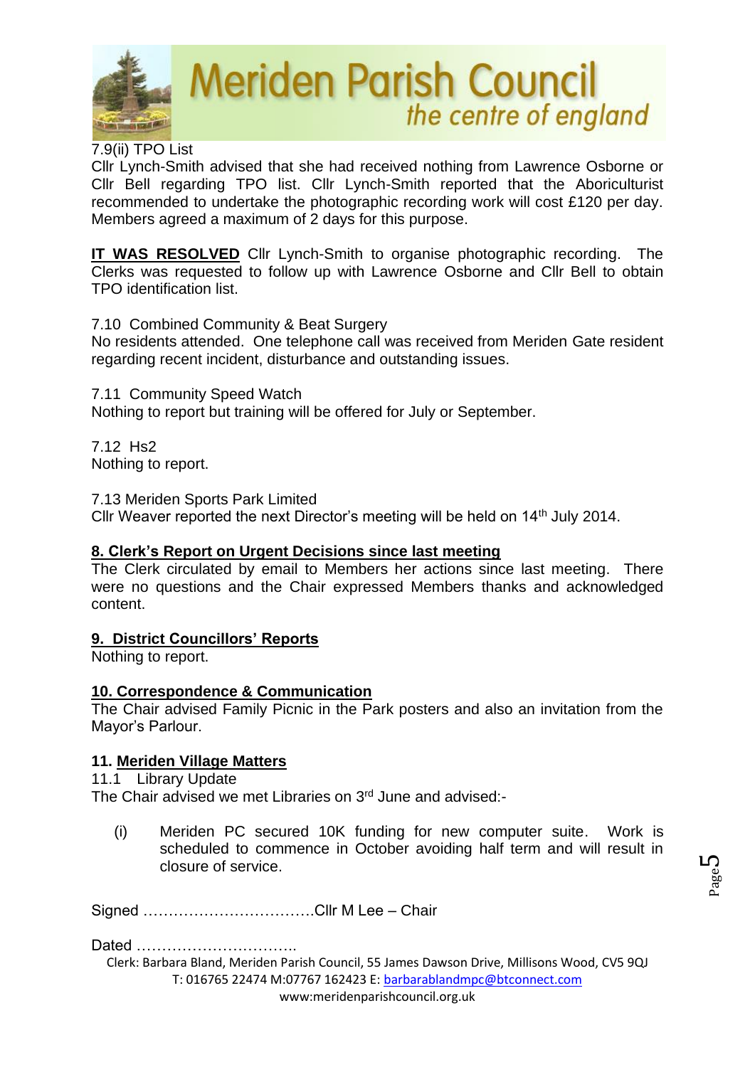7.9(ii) TPO List

Cllr Lynch-Smith advised that she had received nothing from Lawrence Osborne or Cllr Bell regarding TPO list. Cllr Lynch-Smith reported that the Aboriculturist recommended to undertake the photographic recording work will cost £120 per day. Members agreed a maximum of 2 days for this purpose.

**IT WAS RESOLVED** Cllr Lynch-Smith to organise photographic recording. The Clerks was requested to follow up with Lawrence Osborne and Cllr Bell to obtain TPO identification list.

7.10 Combined Community & Beat Surgery

No residents attended. One telephone call was received from Meriden Gate resident regarding recent incident, disturbance and outstanding issues.

7.11 Community Speed Watch

Nothing to report but training will be offered for July or September.

7.12 Hs2

Nothing to report.

7.13 Meriden Sports Park Limited

Cllr Weaver reported the next Director's meeting will be held on 14th July 2014.

## 8. Clerk's Report on Urgent Decisions since last meeting

The Clerk circulated by email to Members her actions since last meeting. There were no questions and the Chair expressed Members thanks and acknowledged content.

## 9. District Councillors' Reports

Nothing to report.

## 10. Correspondence & Communication

The Chair advised Family Picnic in the Park posters and also an invitation from the Mayor's Parlour.

## 11. Meriden Village Matters

11.1 Library Update

The Chair advised we met Libraries on 3rd June and advised:-

(i) Meriden PC secured 10K funding for new computer suite. Work is scheduled to commence in October avoiding half term and will result in closure of service.

Signed …………………………….Cllr M Lee – Chair

Dated …………………………..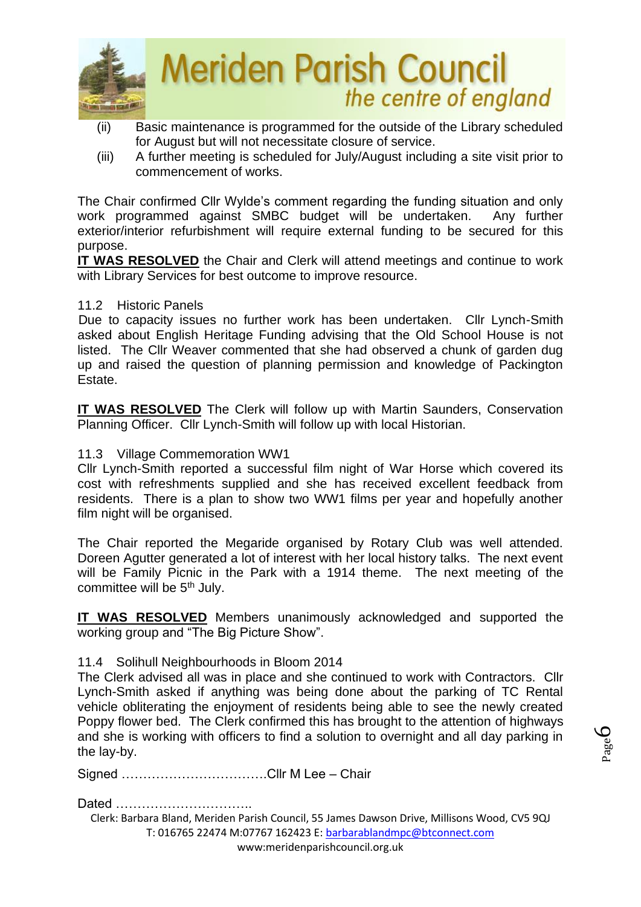(ii) Basic maintenance is programmed for the outside of the Library scheduled for August but will not necessitate closure of service.

(iii) A further meeting is scheduled for July/August including a site visit prior to commencement of works.

The Chair confirmed Cllr Wylde's comment regarding the funding situation and only work programmed against SMBC budget will be undertaken. Any further exterior/interior refurbishment will require external funding to be secured for this purpose.

**IT WAS RESOLVED** the Chair and Clerk will attend meetings and continue to work with Library Services for best outcome to improve resource.

11.2 Historic Panels

Due to capacity issues no further work has been undertaken. Cllr Lynch-Smith asked about English Heritage Funding advising that the Old School House is not listed. The Cllr Weaver commented that she had observed a chunk of garden dug up and raised the question of planning permission and knowledge of Packington Estate.

**IT WAS RESOLVED** The Clerk will follow up with Martin Saunders, Conservation Planning Officer. Cllr Lynch-Smith will follow up with local Historian.

11.3 Village Commemoration WW1

Cllr Lynch-Smith reported a successful film night of War Horse which covered its cost with refreshments supplied and she has received excellent feedback from residents. There is a plan to show two WW1 films per year and hopefully another film night will be organised.

The Chair reported the Megaride organised by Rotary Club was well attended. Doreen Agutter generated a lot of interest with her local history talks. The next event will be Family Picnic in the Park with a 1914 theme. The next meeting of the committee will be 5th July.

**IT WAS RESOLVED** Members unanimously acknowledged and supported the working group and "The Big Picture Show".

11.4 Solihull Neighbourhoods in Bloom 2014

The Clerk advised all was in place and she continued to work with Contractors. Cllr Lynch-Smith asked if anything was being done about the parking of TC Rental vehicle obliterating the enjoyment of residents being able to see the newly created Poppy flower bed. The Clerk confirmed this has brought to the attention of highways and she is working with officers to find a solution to overnight and all day parking in the lay-by.

Signed ……………………………Cllr M Lee – Chair

Dated …………………………..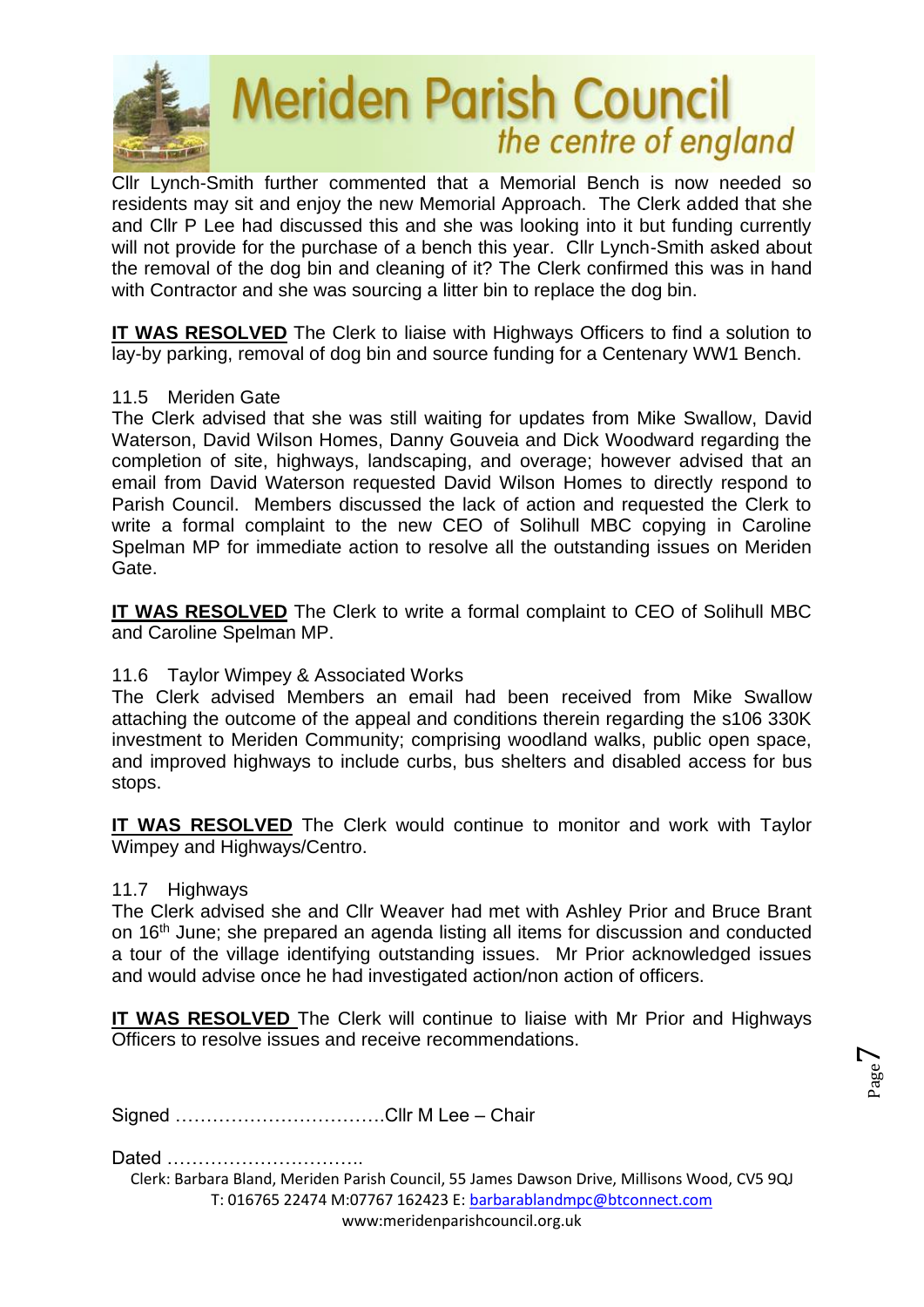Cllr Lynch-Smith further commented that a Memorial Bench is now needed so residents may sit and enjoy the new Memorial Approach. The Clerk added that she and Cllr P Lee had discussed this and she was looking into it but funding currently will not provide for the purchase of a bench this year. Cllr Lynch-Smith asked about the removal of the dog bin and cleaning of it? The Clerk confirmed this was in hand with Contractor and she was sourcing a litter bin to replace the dog bin.

**IT WAS RESOLVED** The Clerk to liaise with Highways Officers to find a solution to lay-by parking, removal of dog bin and source funding for a Centenary WW1 Bench.

11.5 Meriden Gate

The Clerk advised that she was still waiting for updates from Mike Swallow, David Waterson, David Wilson Homes, Danny Gouveia and Dick Woodward regarding the completion of site, highways, landscaping, and overage; however advised that an email from David Waterson requested David Wilson Homes to directly respond to Parish Council. Members discussed the lack of action and requested the Clerk to write a formal complaint to the new CEO of Solihull MBC copying in Caroline Spelman MP for immediate action to resolve all the outstanding issues on Meriden Gate.

**IT WAS RESOLVED** The Clerk to write a formal complaint to CEO of Solihull MBC and Caroline Spelman MP.

11.6 Taylor Wimpey & Associated Works

The Clerk advised Members an email had been received from Mike Swallow attaching the outcome of the appeal and conditions therein regarding the s106 330K investment to Meriden Community; comprising woodland walks, public open space, and improved highways to include curbs, bus shelters and disabled access for bus stops.

**IT WAS RESOLVED** The Clerk would continue to monitor and work with Taylor Wimpey and Highways/Centro.

11.7 Highways

The Clerk advised she and Cllr Weaver had met with Ashley Prior and Bruce Brant on 16th June; she prepared an agenda listing all items for discussion and conducted a tour of the village identifying outstanding issues. Mr Prior acknowledged issues and would advise once he had investigated action/non action of officers.

**IT WAS RESOLVED** The Clerk will continue to liaise with Mr Prior and Highways Officers to resolve issues and receive recommendations.

Signed ……………………………Cllr M Lee – Chair

Dated …………………………..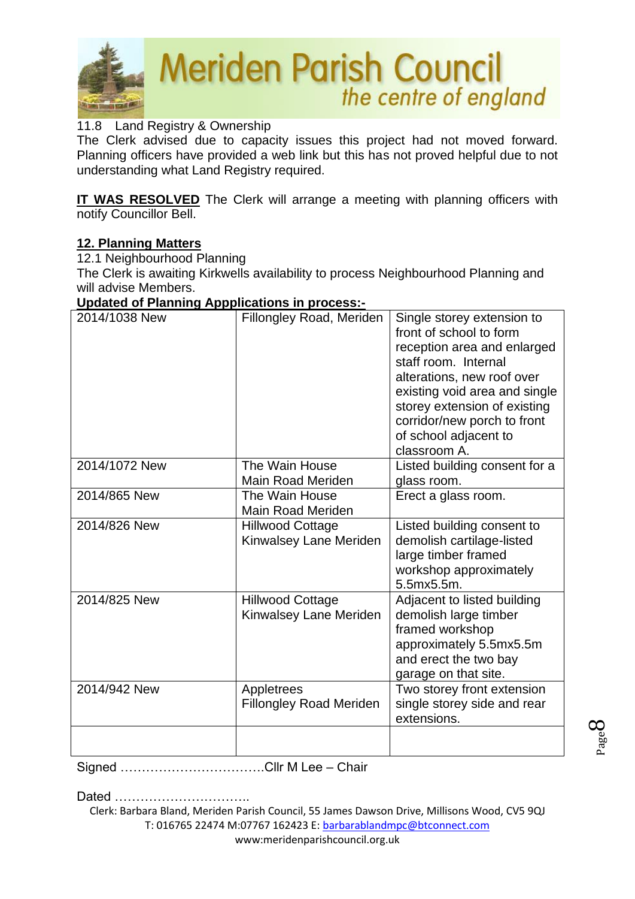11.8 Land Registry & Ownership

The Clerk advised due to capacity issues this project had not moved forward. Planning officers have provided a web link but this has not proved helpful due to not understanding what Land Registry required.

**IT WAS RESOLVED** The Clerk will arrange a meeting with planning officers with notify Councillor Bell.

## 12. Planning Matters

12.1 Neighbourhood Planning

The Clerk is awaiting Kirkwells availability to process Neighbourhood Planning and will advise Members.

**Updated of Planning Appplications in process:-**

| | | |
|---|---|---|
| 2014/1038 New | Fillongley Road, Meriden | Single storey extension to front of school to form reception area and enlarged staff room. Internal alterations, new roof over existing void area and single storey extension of existing corridor/new porch to front of school adjacent to classroom A. |
| 2014/1072 New | The Wain House Main Road Meriden | Listed building consent for a glass room. |
| 2014/865 New | The Wain House Main Road Meriden | Erect a glass room. |
| 2014/826 New | Hillwood Cottage Kinwalsey Lane Meriden | Listed building consent to demolish cartilage-listed large timber framed workshop approximately 5.5mx5.5m. |
| 2014/825 New | Hillwood Cottage Kinwalsey Lane Meriden | Adjacent to listed building demolish large timber framed workshop approximately 5.5mx5.5m and erect the two bay garage on that site. |
| 2014/942 New | Appletrees Fillongley Road Meriden | Two storey front extension single storey side and rear extensions. |
| | | |

Signed ……………………………Cllr M Lee – Chair

Dated …………………………..

Clerk: Barbara Bland, Meriden Parish Council, 55 James Dawson Drive, Millisons Wood, CV5 9QJ
T: 016765 22474 M:07767 162423 E: barbarablandmpc@btconnect.com
www:meridenparishcouncil.org.uk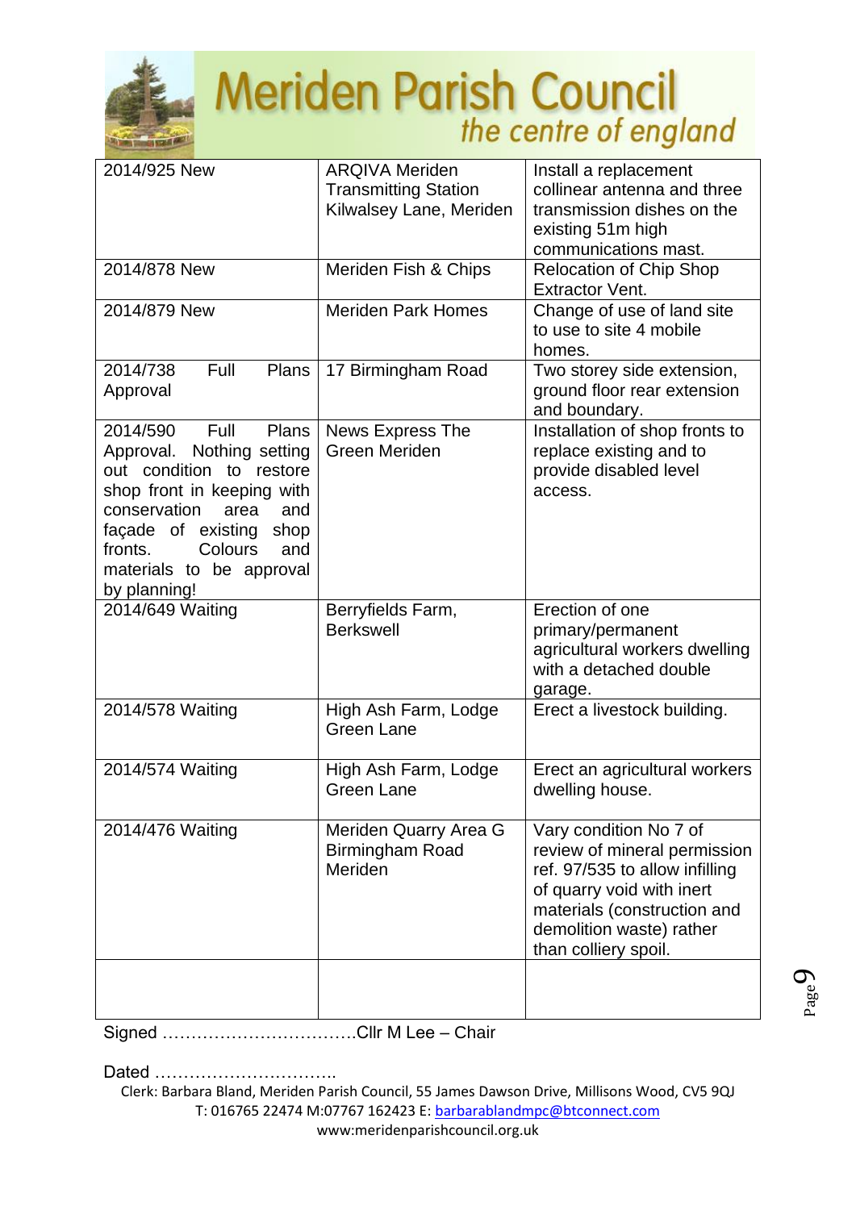| | | |
|---|---|---|
| 2014/925 New | ARQIVA Meriden Transmitting Station Kilwalsey Lane, Meriden | Install a replacement collinear antenna and three transmission dishes on the existing 51m high communications mast. |
| 2014/878 New | Meriden Fish & Chips | Relocation of Chip Shop Extractor Vent. |
| 2014/879 New | Meriden Park Homes | Change of use of land site to use to site 4 mobile homes. |
| 2014/738 Full Plans Approval | 17 Birmingham Road | Two storey side extension, ground floor rear extension and boundary. |
| 2014/590 Full Plans Approval. Nothing setting out condition to restore shop front in keeping with conservation area and façade of existing shop fronts. Colours and materials to be approval by planning! | News Express The Green Meriden | Installation of shop fronts to replace existing and to provide disabled level access. |
| 2014/649 Waiting | Berryfields Farm, Berkswell | Erection of one primary/permanent agricultural workers dwelling with a detached double garage. |
| 2014/578 Waiting | High Ash Farm, Lodge Green Lane | Erect a livestock building. |
| 2014/574 Waiting | High Ash Farm, Lodge Green Lane | Erect an agricultural workers dwelling house. |
| 2014/476 Waiting | Meriden Quarry Area G Birmingham Road Meriden | Vary condition No 7 of review of mineral permission ref. 97/535 to allow infilling of quarry void with inert materials (construction and demolition waste) rather than colliery spoil. |
| | | |

Signed ……………………………Cllr M Lee – Chair

Dated …………………………..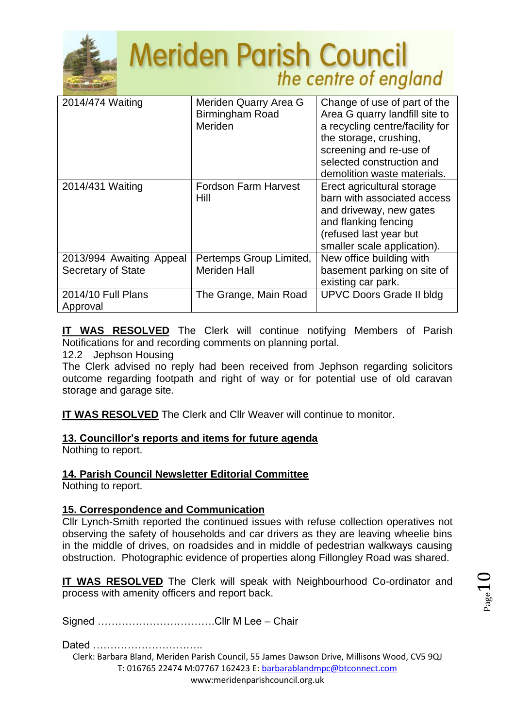| | | |
|---|---|---|
| 2014/474 Waiting | Meriden Quarry Area G Birmingham Road Meriden | Change of use of part of the Area G quarry landfill site to a recycling centre/facility for the storage, crushing, screening and re-use of selected construction and demolition waste materials. |
| 2014/431 Waiting | Fordson Farm Harvest Hill | Erect agricultural storage barn with associated access and driveway, new gates and flanking fencing (refused last year but smaller scale application). |
| 2013/994 Awaiting Appeal Secretary of State | Pertemps Group Limited, Meriden Hall | New office building with basement parking on site of existing car park. |
| 2014/10 Full Plans Approval | The Grange, Main Road | UPVC Doors Grade II bldg |

**IT WAS RESOLVED** The Clerk will continue notifying Members of Parish Notifications for and recording comments on planning portal.

12.2 Jephson Housing

The Clerk advised no reply had been received from Jephson regarding solicitors outcome regarding footpath and right of way or for potential use of old caravan storage and garage site.

**IT WAS RESOLVED** The Clerk and Cllr Weaver will continue to monitor.

## 13. Councillor's reports and items for future agenda

Nothing to report.

## 14. Parish Council Newsletter Editorial Committee

Nothing to report.

## 15. Correspondence and Communication

Cllr Lynch-Smith reported the continued issues with refuse collection operatives not observing the safety of households and car drivers as they are leaving wheelie bins in the middle of drives, on roadsides and in middle of pedestrian walkways causing obstruction. Photographic evidence of properties along Fillongley Road was shared.

**IT WAS RESOLVED** The Clerk will speak with Neighbourhood Co-ordinator and process with amenity officers and report back.

Signed …………………………….Cllr M Lee – Chair

Dated …………………………..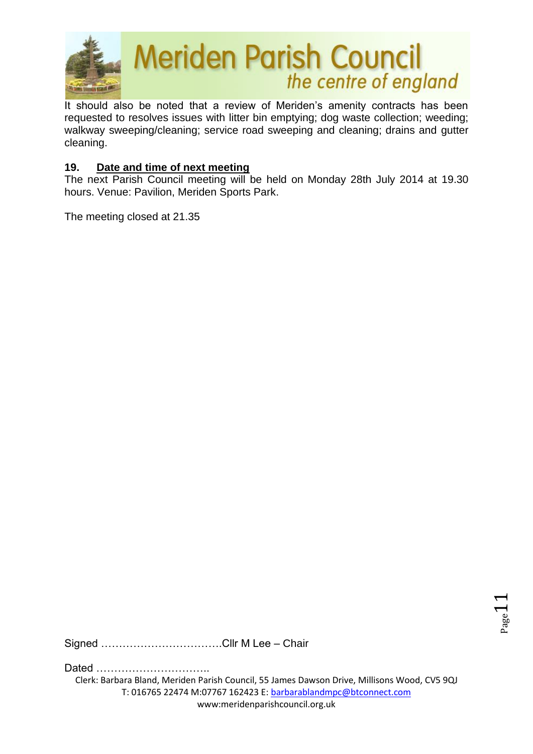It should also be noted that a review of Meriden's amenity contracts has been requested to resolves issues with litter bin emptying; dog waste collection; weeding; walkway sweeping/cleaning; service road sweeping and cleaning; drains and gutter cleaning.

## 19. Date and time of next meeting

The next Parish Council meeting will be held on Monday 28th July 2014 at 19.30 hours. Venue: Pavilion, Meriden Sports Park.

The meeting closed at 21.35

Signed …………………………….Cllr M Lee – Chair

Dated …………………………..